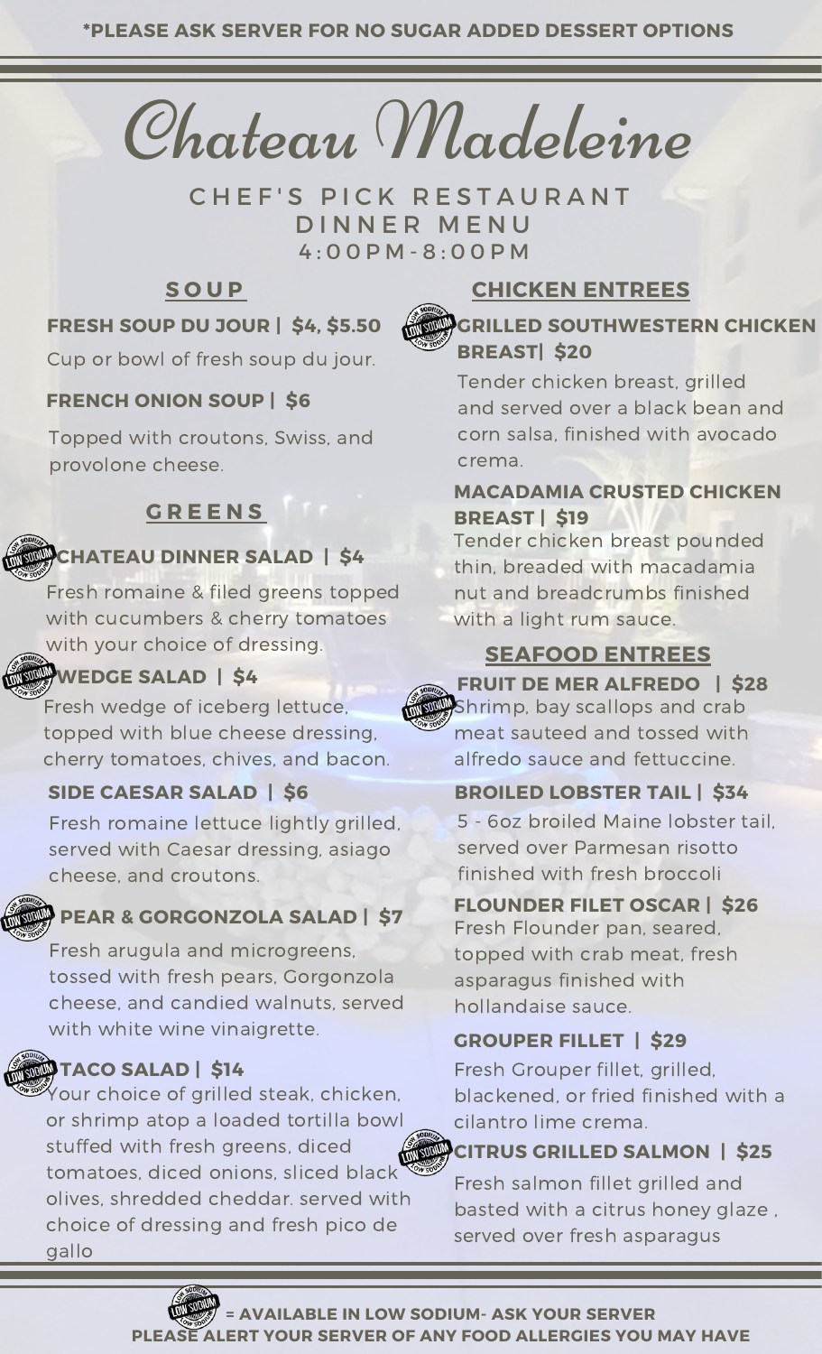*PLEASE ASK SERVER FOR NO SUGAR ADDED DESSERT OPTIONS

# Chateau Madeleine

## CHEF'S PICK RESTAURANT
## DINNER MENU
4:00PM-8:00PM

### SOUP

**FRESH SOUP DU JOUR | $4, $5.50**
Cup or bowl of fresh soup du jour.

**FRENCH ONION SOUP | $6**
Topped with croutons, Swiss, and provolone cheese.

### GREENS

**(LOW SODIUM) CHATEAU DINNER SALAD | $4**
Fresh romaine & filed greens topped with cucumbers & cherry tomatoes with your choice of dressing.

**(LOW SODIUM) WEDGE SALAD | $4**
Fresh wedge of iceberg lettuce, topped with blue cheese dressing, cherry tomatoes, chives, and bacon.

**SIDE CAESAR SALAD | $6**
Fresh romaine lettuce lightly grilled, served with Caesar dressing, asiago cheese, and croutons.

**(LOW SODIUM) PEAR & GORGONZOLA SALAD | $7**
Fresh arugula and microgreens, tossed with fresh pears, Gorgonzola cheese, and candied walnuts, served with white wine vinaigrette.

**(LOW SODIUM) TACO SALAD | $14**
Your choice of grilled steak, chicken, or shrimp atop a loaded tortilla bowl stuffed with fresh greens, diced tomatoes, diced onions, sliced black olives, shredded cheddar. served with choice of dressing and fresh pico de gallo

### CHICKEN ENTREES

**(LOW SODIUM) GRILLED SOUTHWESTERN CHICKEN BREAST| $20**
Tender chicken breast, grilled and served over a black bean and corn salsa, finished with avocado crema.

**MACADAMIA CRUSTED CHICKEN BREAST | $19**
Tender chicken breast pounded thin, breaded with macadamia nut and breadcrumbs finished with a light rum sauce.

### SEAFOOD ENTREES

**(LOW SODIUM) FRUIT DE MER ALFREDO | $28**
Shrimp, bay scallops and crab meat sauteed and tossed with alfredo sauce and fettuccine.

**BROILED LOBSTER TAIL | $34**
5 - 6oz broiled Maine lobster tail, served over Parmesan risotto finished with fresh broccoli

**FLOUNDER FILET OSCAR | $26**
Fresh Flounder pan, seared, topped with crab meat, fresh asparagus finished with hollandaise sauce.

**GROUPER FILLET | $29**
Fresh Grouper fillet, grilled, blackened, or fried finished with a cilantro lime crema.

**(LOW SODIUM) CITRUS GRILLED SALMON | $25**
Fresh salmon fillet grilled and basted with a citrus honey glaze , served over fresh asparagus

(LOW SODIUM) = AVAILABLE IN LOW SODIUM- ASK YOUR SERVER
PLEASE ALERT YOUR SERVER OF ANY FOOD ALLERGIES YOU MAY HAVE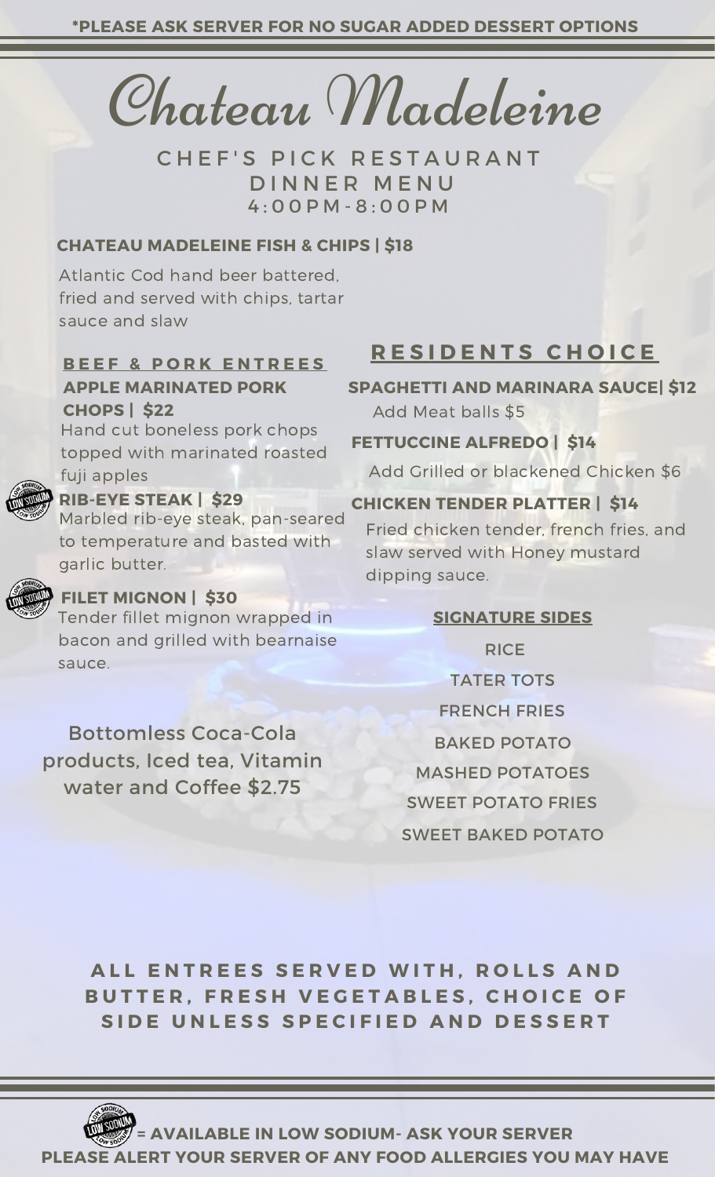*PLEASE ASK SERVER FOR NO SUGAR ADDED DESSERT OPTIONS

# Chateau Madeleine

## CHEF'S PICK RESTAURANT
## DINNER MENU
## 4:00PM-8:00PM

**CHATEAU MADELEINE FISH & CHIPS | $18**

Atlantic Cod hand beer battered, fried and served with chips, tartar sauce and slaw

### BEEF & PORK ENTREES

**APPLE MARINATED PORK CHOPS | $22**

Hand cut boneless pork chops topped with marinated roasted fuji apples

**RIB-EYE STEAK | $29** (LOW SODIUM)

Marbled rib-eye steak, pan-seared to temperature and basted with garlic butter.

**FILET MIGNON | $30** (LOW SODIUM)

Tender fillet mignon wrapped in bacon and grilled with bearnaise sauce.

Bottomless Coca-Cola products, Iced tea, Vitamin water and Coffee $2.75

### RESIDENTS CHOICE

**SPAGHETTI AND MARINARA SAUCE| $12**

Add Meat balls $5

**FETTUCCINE ALFREDO | $14**

Add Grilled or blackened Chicken $6

**CHICKEN TENDER PLATTER | $14**

Fried chicken tender, french fries, and slaw served with Honey mustard dipping sauce.

### SIGNATURE SIDES

RICE

TATER TOTS

FRENCH FRIES

BAKED POTATO

MASHED POTATOES

SWEET POTATO FRIES

SWEET BAKED POTATO

**ALL ENTREES SERVED WITH, ROLLS AND BUTTER, FRESH VEGETABLES, CHOICE OF SIDE UNLESS SPECIFIED AND DESSERT**

**LOW SODIUM = AVAILABLE IN LOW SODIUM- ASK YOUR SERVER**

**PLEASE ALERT YOUR SERVER OF ANY FOOD ALLERGIES YOU MAY HAVE**